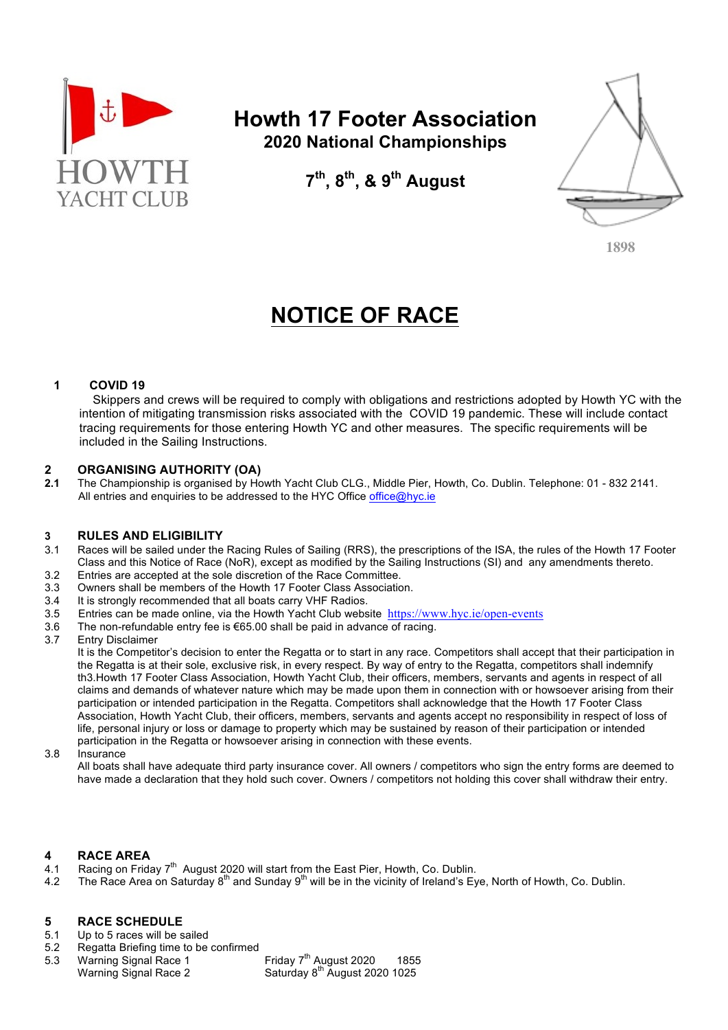HOWTH YACHT CLUB

# Howth 17 Footer Association

## 2020 National Championships

### 7th, 8th, & 9th August

1898

# NOTICE OF RACE

**1 COVID 19**

Skippers and crews will be required to comply with obligations and restrictions adopted by Howth YC with the intention of mitigating transmission risks associated with the COVID 19 pandemic. These will include contact tracing requirements for those entering Howth YC and other measures. The specific requirements will be included in the Sailing Instructions.

**2 ORGANISING AUTHORITY (OA)**

**2.1** The Championship is organised by Howth Yacht Club CLG., Middle Pier, Howth, Co. Dublin. Telephone: 01 - 832 2141. All entries and enquiries to be addressed to the HYC Office office@hyc.ie

**3 RULES AND ELIGIBILITY**

3.1 Races will be sailed under the Racing Rules of Sailing (RRS), the prescriptions of the ISA, the rules of the Howth 17 Footer Class and this Notice of Race (NoR), except as modified by the Sailing Instructions (SI) and any amendments thereto.

3.2 Entries are accepted at the sole discretion of the Race Committee.

3.3 Owners shall be members of the Howth 17 Footer Class Association.

3.4 It is strongly recommended that all boats carry VHF Radios.

3.5 Entries can be made online, via the Howth Yacht Club website https://www.hyc.ie/open-events

3.6 The non-refundable entry fee is €65.00 shall be paid in advance of racing.

3.7 Entry Disclaimer

It is the Competitor's decision to enter the Regatta or to start in any race. Competitors shall accept that their participation in the Regatta is at their sole, exclusive risk, in every respect. By way of entry to the Regatta, competitors shall indemnify th3.Howth 17 Footer Class Association, Howth Yacht Club, their officers, members, servants and agents in respect of all claims and demands of whatever nature which may be made upon them in connection with or howsoever arising from their participation or intended participation in the Regatta. Competitors shall acknowledge that the Howth 17 Footer Class Association, Howth Yacht Club, their officers, members, servants and agents accept no responsibility in respect of loss of life, personal injury or loss or damage to property which may be sustained by reason of their participation or intended participation in the Regatta or howsoever arising in connection with these events.

3.8 Insurance

All boats shall have adequate third party insurance cover. All owners / competitors who sign the entry forms are deemed to have made a declaration that they hold such cover. Owners / competitors not holding this cover shall withdraw their entry.

**4 RACE AREA**

4.1 Racing on Friday 7th August 2020 will start from the East Pier, Howth, Co. Dublin.

4.2 The Race Area on Saturday 8th and Sunday 9th will be in the vicinity of Ireland's Eye, North of Howth, Co. Dublin.

**5 RACE SCHEDULE**

5.1 Up to 5 races will be sailed

5.2 Regatta Briefing time to be confirmed

5.3

| | | |
|---|---|---|
| Warning Signal Race 1 | Friday 7th August 2020 | 1855 |
| Warning Signal Race 2 | Saturday 8th August 2020 | 1025 |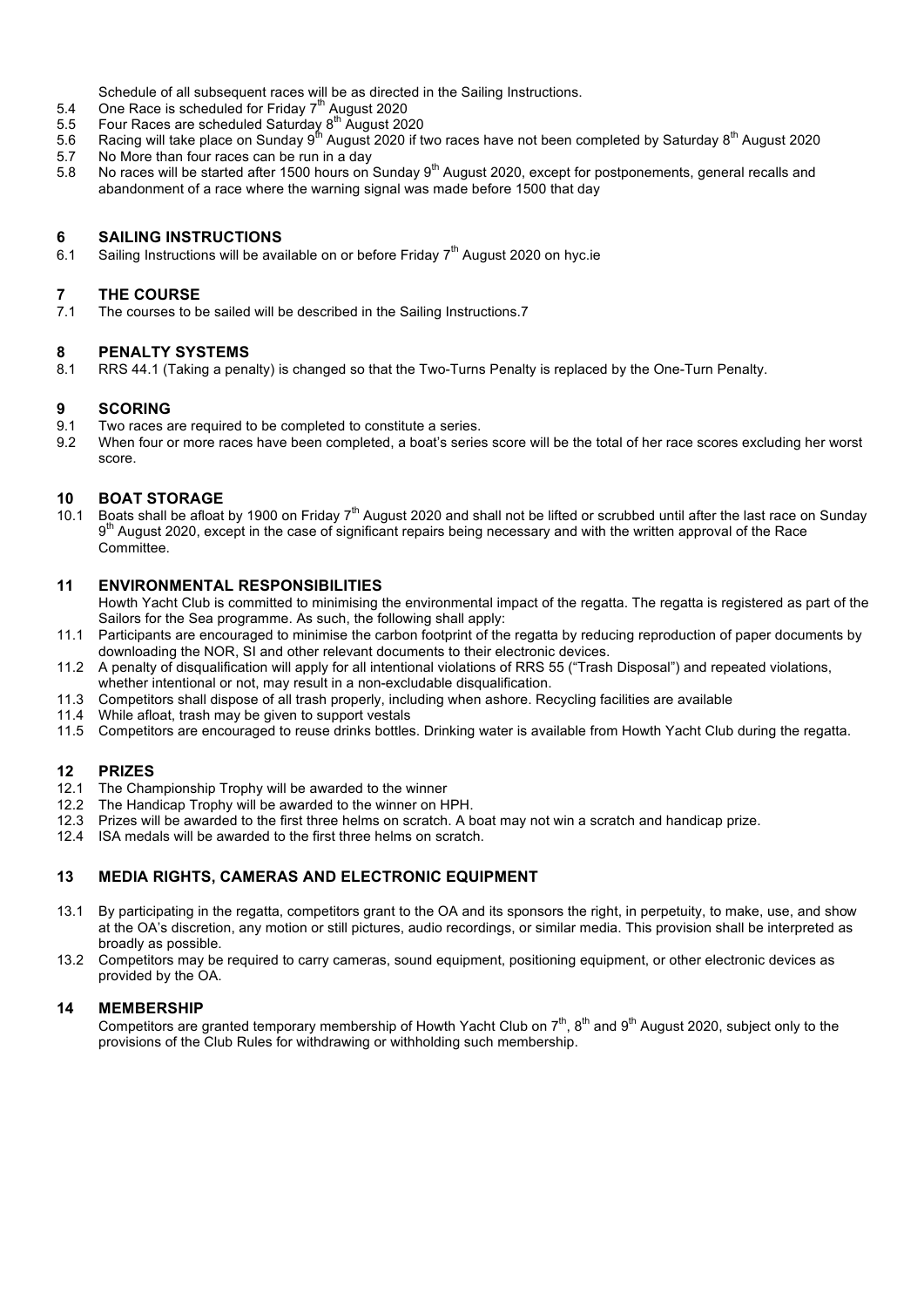Schedule of all subsequent races will be as directed in the Sailing Instructions.

5.4 One Race is scheduled for Friday 7th August 2020

5.5 Four Races are scheduled Saturday 8th August 2020

5.6 Racing will take place on Sunday 9th August 2020 if two races have not been completed by Saturday 8th August 2020

5.7 No More than four races can be run in a day

5.8 No races will be started after 1500 hours on Sunday 9th August 2020, except for postponements, general recalls and abandonment of a race where the warning signal was made before 1500 that day

## 6 SAILING INSTRUCTIONS

6.1 Sailing Instructions will be available on or before Friday 7th August 2020 on hyc.ie

## 7 THE COURSE

7.1 The courses to be sailed will be described in the Sailing Instructions.7

## 8 PENALTY SYSTEMS

8.1 RRS 44.1 (Taking a penalty) is changed so that the Two-Turns Penalty is replaced by the One-Turn Penalty.

## 9 SCORING

9.1 Two races are required to be completed to constitute a series.

9.2 When four or more races have been completed, a boat's series score will be the total of her race scores excluding her worst score.

## 10 BOAT STORAGE

10.1 Boats shall be afloat by 1900 on Friday 7th August 2020 and shall not be lifted or scrubbed until after the last race on Sunday 9th August 2020, except in the case of significant repairs being necessary and with the written approval of the Race Committee.

## 11 ENVIRONMENTAL RESPONSIBILITIES

Howth Yacht Club is committed to minimising the environmental impact of the regatta. The regatta is registered as part of the Sailors for the Sea programme. As such, the following shall apply:

11.1 Participants are encouraged to minimise the carbon footprint of the regatta by reducing reproduction of paper documents by downloading the NOR, SI and other relevant documents to their electronic devices.

11.2 A penalty of disqualification will apply for all intentional violations of RRS 55 ("Trash Disposal") and repeated violations, whether intentional or not, may result in a non-excludable disqualification.

11.3 Competitors shall dispose of all trash properly, including when ashore. Recycling facilities are available

11.4 While afloat, trash may be given to support vestals

11.5 Competitors are encouraged to reuse drinks bottles. Drinking water is available from Howth Yacht Club during the regatta.

## 12 PRIZES

12.1 The Championship Trophy will be awarded to the winner

12.2 The Handicap Trophy will be awarded to the winner on HPH.

12.3 Prizes will be awarded to the first three helms on scratch. A boat may not win a scratch and handicap prize.

12.4 ISA medals will be awarded to the first three helms on scratch.

## 13 MEDIA RIGHTS, CAMERAS AND ELECTRONIC EQUIPMENT

13.1 By participating in the regatta, competitors grant to the OA and its sponsors the right, in perpetuity, to make, use, and show at the OA's discretion, any motion or still pictures, audio recordings, or similar media. This provision shall be interpreted as broadly as possible.

13.2 Competitors may be required to carry cameras, sound equipment, positioning equipment, or other electronic devices as provided by the OA.

## 14 MEMBERSHIP

Competitors are granted temporary membership of Howth Yacht Club on 7th, 8th and 9th August 2020, subject only to the provisions of the Club Rules for withdrawing or withholding such membership.